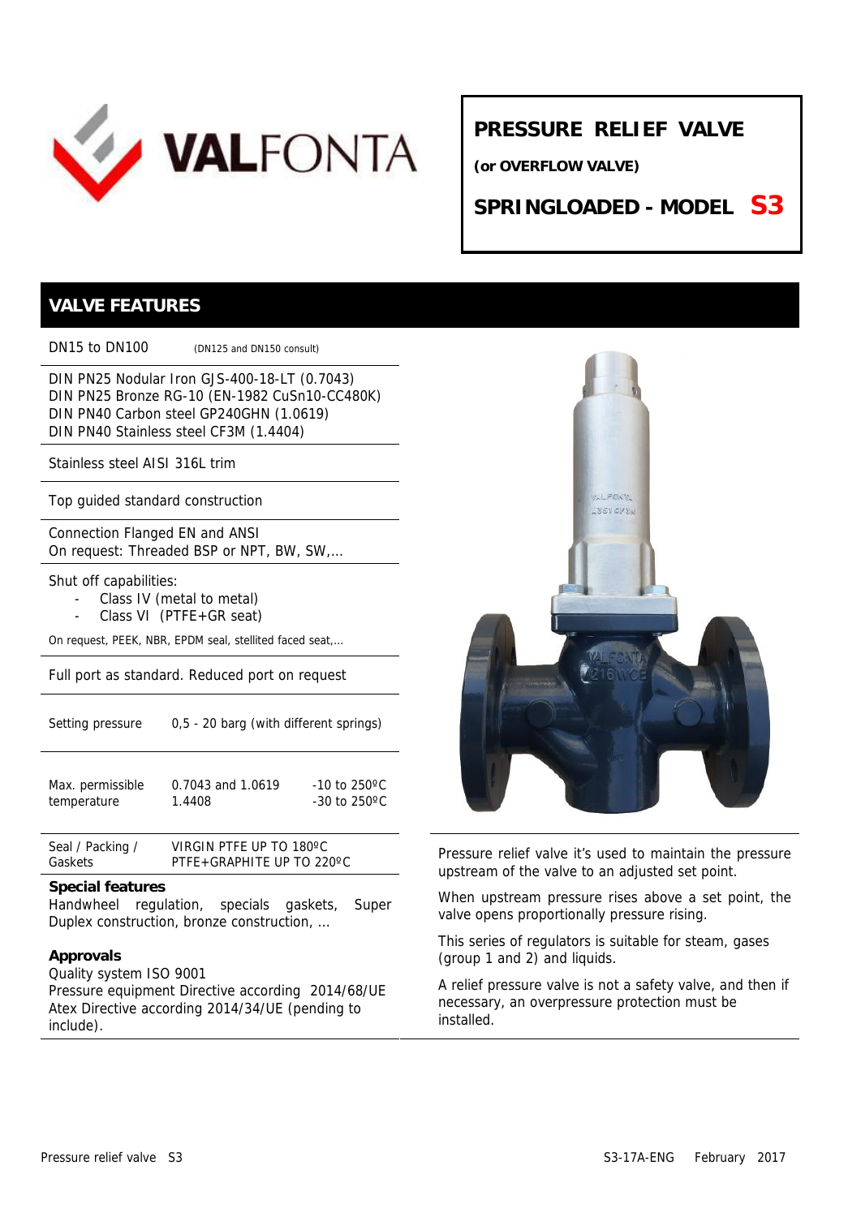# PRESSURE RELIEF VALVE

**(or OVERFLOW VALVE)**

**SPRINGLOADED - MODEL S3**

## VALVE FEATURES

DN15 to DN100 (DN125 and DN150 consult)

DIN PN25 Nodular Iron GJS-400-18-LT (0.7043)
DIN PN25 Bronze RG-10 (EN-1982 CuSn10-CC480K)
DIN PN40 Carbon steel GP240GHN (1.0619)
DIN PN40 Stainless steel CF3M (1.4404)

Stainless steel AISI 316L trim

Top guided standard construction

Connection Flanged EN and ANSI
On request: Threaded BSP or NPT, BW, SW,...

Shut off capabilities:

- Class IV (metal to metal)
- Class VI (PTFE+GR seat)

On request, PEEK, NBR, EPDM seal, stellited faced seat,...

Full port as standard. Reduced port on request

| | | |
|---|---|---|
| Setting pressure | 0,5 - 20 barg (with different springs) | |
| Max. permissible temperature | 0.7043 and 1.0619<br>1.4408 | -10 to 250ºC<br>-30 to 250ºC |
| Seal / Packing / Gaskets | VIRGIN PTFE UP TO 180ºC<br>PTFE+GRAPHITE UP TO 220ºC | |

**Special features**
Handwheel regulation, specials gaskets, Super Duplex construction, bronze construction, ...

**Approvals**
Quality system ISO 9001
Pressure equipment Directive according 2014/68/UE
Atex Directive according 2014/34/UE (pending to include).

Pressure relief valve it's used to maintain the pressure upstream of the valve to an adjusted set point.

When upstream pressure rises above a set point, the valve opens proportionally pressure rising.

This series of regulators is suitable for steam, gases (group 1 and 2) and liquids.

A relief pressure valve is not a safety valve, and then if necessary, an overpressure protection must be installed.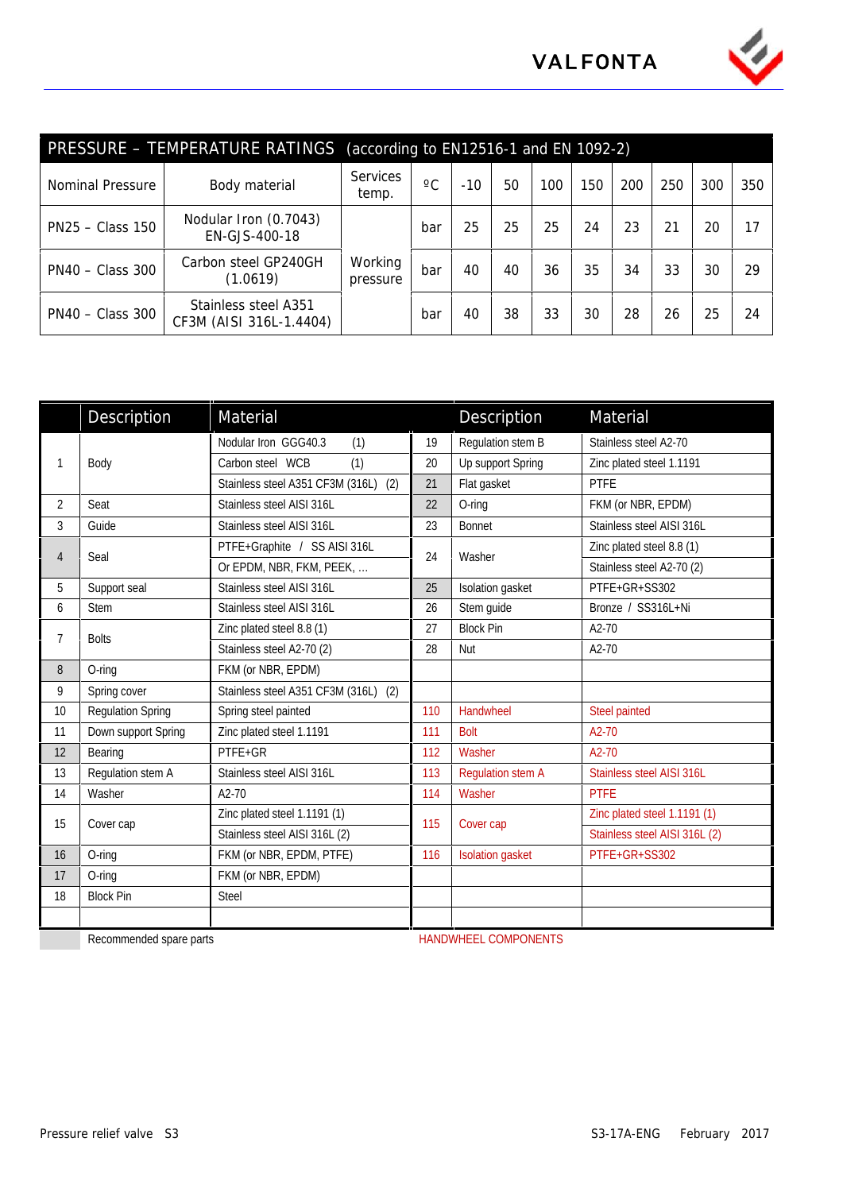## PRESSURE – TEMPERATURE RATINGS (according to EN12516-1 and EN 1092-2)

| Nominal Pressure | Body material | Services temp. | ºC | -10 | 50 | 100 | 150 | 200 | 250 | 300 | 350 |
|---|---|---|---|---|---|---|---|---|---|---|---|
| PN25 – Class 150 | Nodular Iron (0.7043) EN-GJS-400-18 | Working pressure | bar | 25 | 25 | 25 | 24 | 23 | 21 | 20 | 17 |
| PN40 – Class 300 | Carbon steel GP240GH (1.0619) | | bar | 40 | 40 | 36 | 35 | 34 | 33 | 30 | 29 |
| PN40 – Class 300 | Stainless steel A351 CF3M (AISI 316L-1.4404) | | bar | 40 | 38 | 33 | 30 | 28 | 26 | 25 | 24 |

| | Description | Material | | Description | Material |
|---|---|---|---|---|---|
| 1 | Body | Nodular Iron GGG40.3 (1) | 19 | Regulation stem B | Stainless steel A2-70 |
| | | Carbon steel WCB (1) | 20 | Up support Spring | Zinc plated steel 1.1191 |
| | | Stainless steel A351 CF3M (316L) (2) | 21 | Flat gasket | PTFE |
| 2 | Seat | Stainless steel AISI 316L | 22 | O-ring | FKM (or NBR, EPDM) |
| 3 | Guide | Stainless steel AISI 316L | 23 | Bonnet | Stainless steel AISI 316L |
| 4 | Seal | PTFE+Graphite / SS AISI 316L | 24 | Washer | Zinc plated steel 8.8 (1) |
| | | Or EPDM, NBR, FKM, PEEK, ... | | | Stainless steel A2-70 (2) |
| 5 | Support seal | Stainless steel AISI 316L | 25 | Isolation gasket | PTFE+GR+SS302 |
| 6 | Stem | Stainless steel AISI 316L | 26 | Stem guide | Bronze / SS316L+Ni |
| 7 | Bolts | Zinc plated steel 8.8 (1) | 27 | Block Pin | A2-70 |
| | | Stainless steel A2-70 (2) | 28 | Nut | A2-70 |
| 8 | O-ring | FKM (or NBR, EPDM) | | | |
| 9 | Spring cover | Stainless steel A351 CF3M (316L) (2) | | | |
| 10 | Regulation Spring | Spring steel painted | 110 | Handwheel | Steel painted |
| 11 | Down support Spring | Zinc plated steel 1.1191 | 111 | Bolt | A2-70 |
| 12 | Bearing | PTFE+GR | 112 | Washer | A2-70 |
| 13 | Regulation stem A | Stainless steel AISI 316L | 113 | Regulation stem A | Stainless steel AISI 316L |
| 14 | Washer | A2-70 | 114 | Washer | PTFE |
| 15 | Cover cap | Zinc plated steel 1.1191 (1) | 115 | Cover cap | Zinc plated steel 1.1191 (1) |
| | | Stainless steel AISI 316L (2) | | | Stainless steel AISI 316L (2) |
| 16 | O-ring | FKM (or NBR, EPDM, PTFE) | 116 | Isolation gasket | PTFE+GR+SS302 |
| 17 | O-ring | FKM (or NBR, EPDM) | | | |
| 18 | Block Pin | Steel | | | |

Recommended spare parts: 4, 8, 12, 16, 17, 21, 22, 25

HANDWHEEL COMPONENTS: 110–116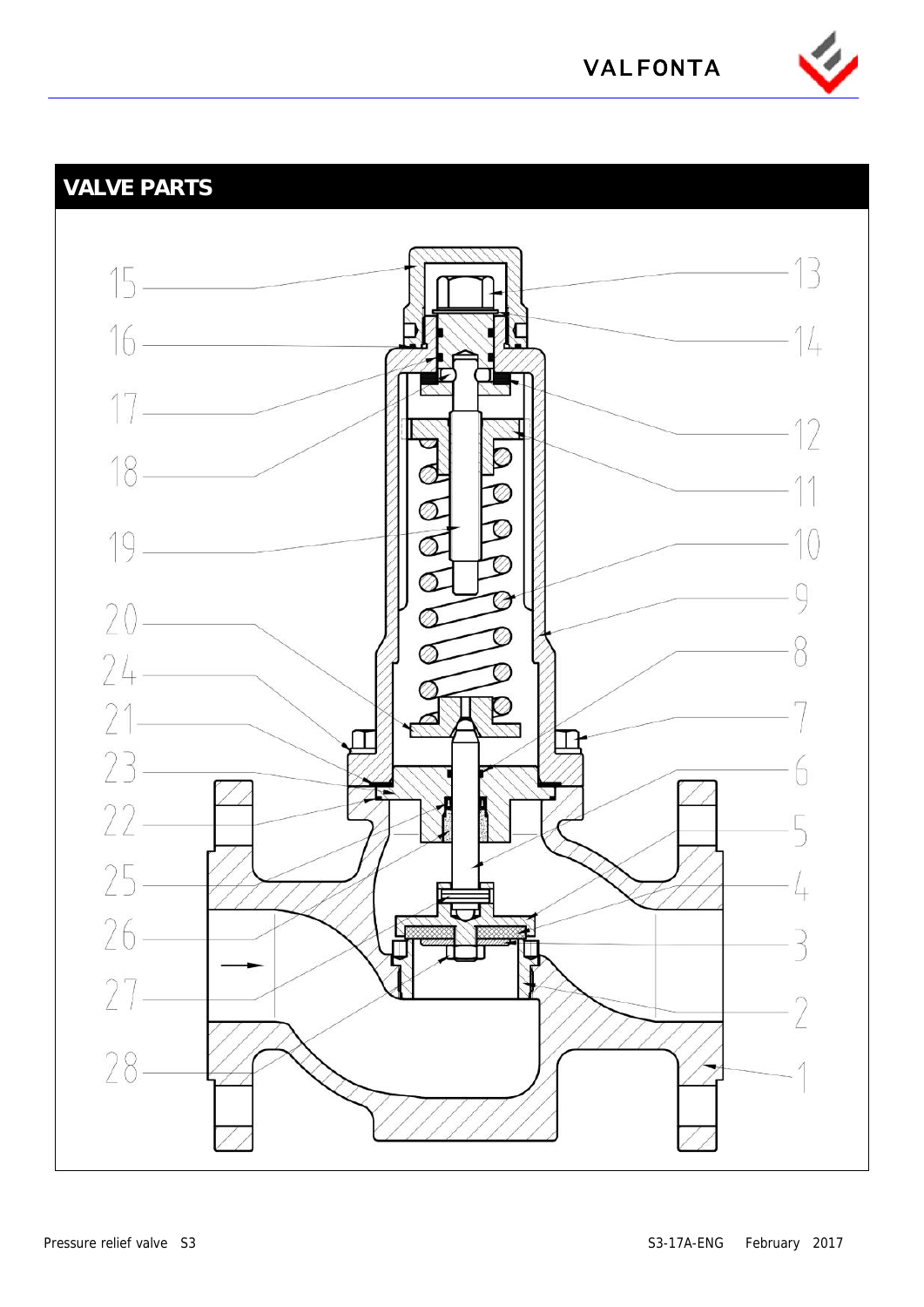## VALVE PARTS

15
16
17
18
19
20
24
21
23
22
25
26
27
28

13
14
12
11
10
9
8
7
6
5
4
3
2
1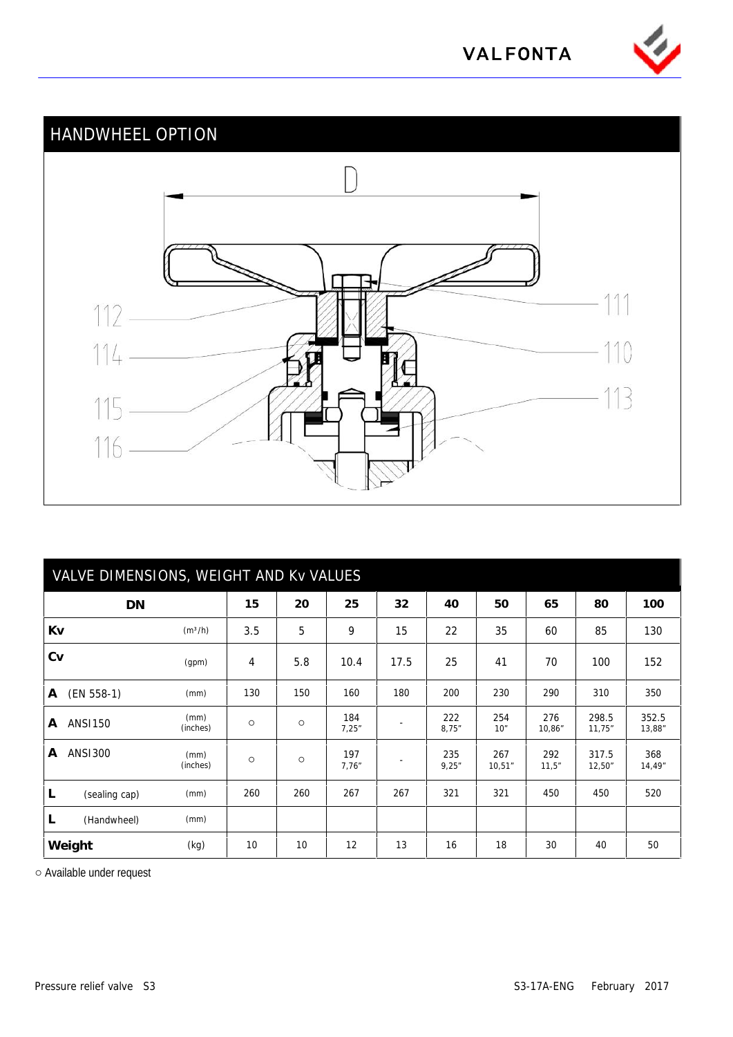## HANDWHEEL OPTION

D

112

114

115

116

111

110

113

## VALVE DIMENSIONS, WEIGHT AND Kv VALUES

| DN | | 15 | 20 | 25 | 32 | 40 | 50 | 65 | 80 | 100 |
|---|---|---|---|---|---|---|---|---|---|---|
| **Kv** | (m³/h) | 3.5 | 5 | 9 | 15 | 22 | 35 | 60 | 85 | 130 |
| **Cv** | (gpm) | 4 | 5.8 | 10.4 | 17.5 | 25 | 41 | 70 | 100 | 152 |
| **A** (EN 558-1) | (mm) | 130 | 150 | 160 | 180 | 200 | 230 | 290 | 310 | 350 |
| **A** ANSI150 | (mm) (inches) | ○ | ○ | 184 7,25" | - | 222 8,75" | 254 10" | 276 10,86" | 298.5 11,75" | 352.5 13,88" |
| **A** ANSI300 | (mm) (inches) | ○ | ○ | 197 7,76" | - | 235 9,25" | 267 10,51" | 292 11,5" | 317.5 12,50" | 368 14,49" |
| **L** (sealing cap) | (mm) | 260 | 260 | 267 | 267 | 321 | 321 | 450 | 450 | 520 |
| **L** (Handwheel) | (mm) | | | | | | | | | |
| **Weight** | (kg) | 10 | 10 | 12 | 13 | 16 | 18 | 30 | 40 | 50 |

○ Available under request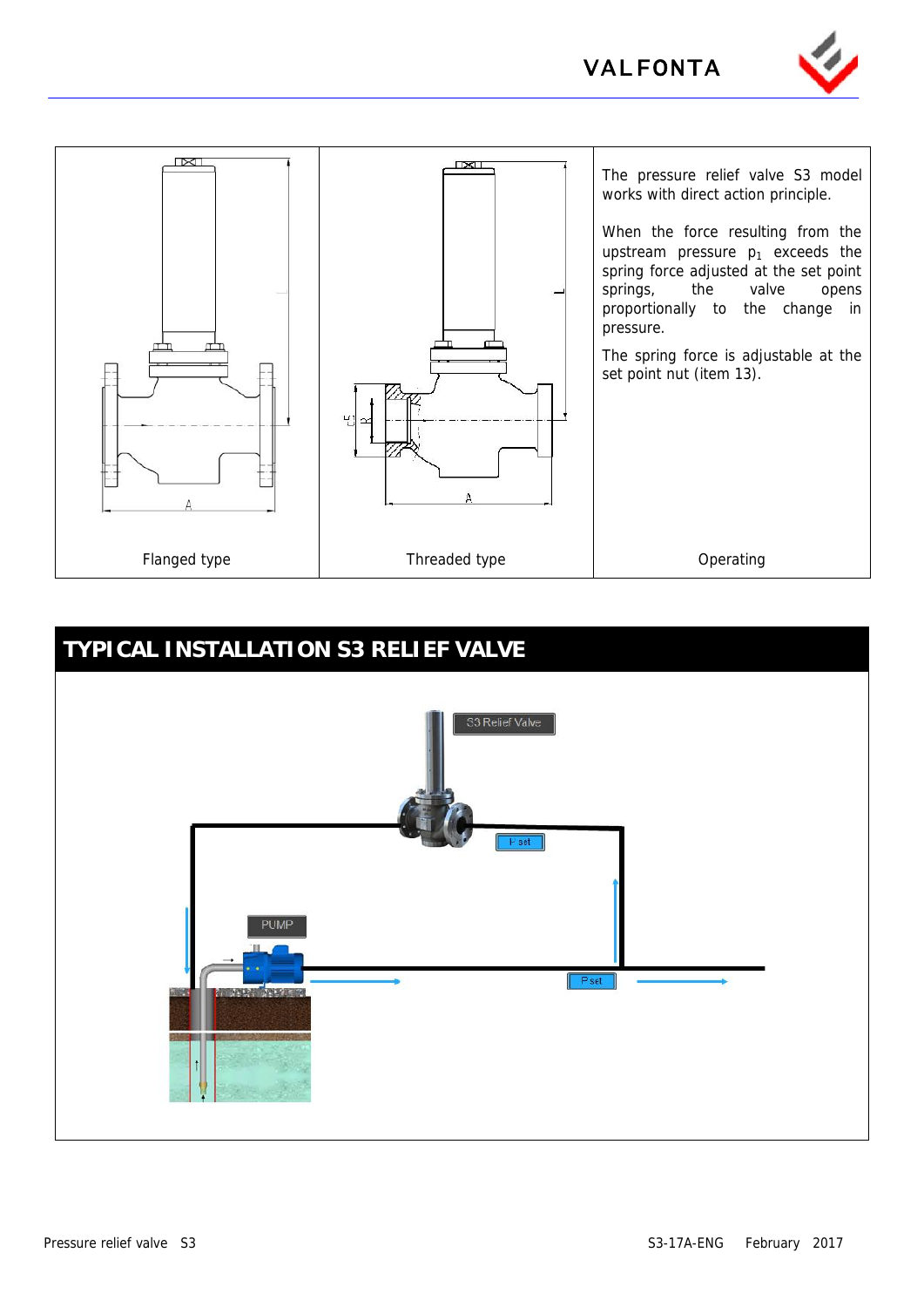| Flanged type | Threaded type | The pressure relief valve S3 model works with direct action principle.<br><br>When the force resulting from the upstream pressure $p_1$ exceeds the spring force adjusted at the set point springs, the valve opens proportionally to the change in pressure.<br><br>The spring force is adjustable at the set point nut (item 13).<br><br>Operating |
|---|---|---|

## TYPICAL INSTALLATION S3 RELIEF VALVE

S3 Relief Valve

P set

PUMP

P set